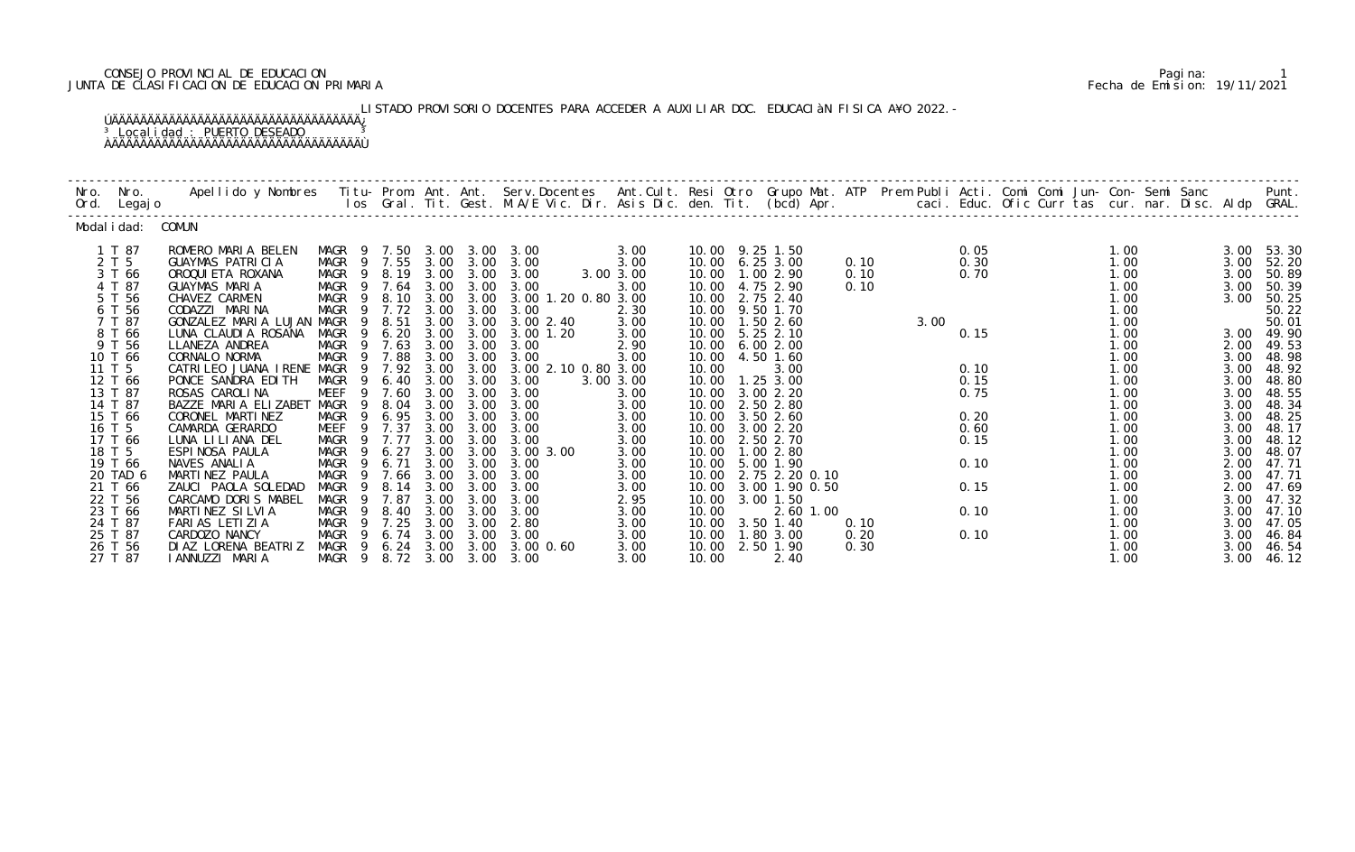CONSEJO PROVINCIAL DE EDUCACION
JUNTA DE CLASIFICACION DE EDUCACION PRIMARIA

Fecha de Emision: 19/11/2021

LISTADO PROVISORIO DOCENTES PARA ACCEDER A AUXILIAR DOC. EDUCACIÀN FISICA A¥O 2022.-

Localidad : PUERTO DESEADO

| Nro. Ord. | Nro. Legajo | Apellido y Nombres | Titu-los | Prom. Gral. | Ant. Tit. | Ant. Gest. | Serv.Docentes M.A/E Vic. Dir. | Ant.Cult. Asis Dic. | Resi den. | Otro Tit. | Grupo Mat. (bcd) | ATP Apr. | Prem | Publi caci. | Acti. Educ. | Comi Ofic | Comi Curr | Jun- tas | Con- cur. | Semi nar. | Sanc Disc. | Aldp | Punt. GRAL. |
|---|---|---|---|---|---|---|---|---|---|---|---|---|---|---|---|---|---|---|---|---|---|---|---|
| Modalidad: | COMUN | | | | | | | | | | | | | | | | | | | | | | |
| 1 | T 87 | ROMERO MARIA BELEN | MAGR 9 | 7.50 | 3.00 | 3.00 | 3.00 | 3.00 | 10.00 | 9.25 | 1.50 | | | | 0.05 | | | | 1.00 | | | 3.00 | 53.30 |
| 2 | T 5 | GUAYMAS PATRICIA | MAGR 9 | 7.55 | 3.00 | 3.00 | 3.00 | 3.00 | 10.00 | 6.25 | 3.00 | 0.10 | | | 0.30 | | | | 1.00 | | | 3.00 | 52.20 |
| 3 | T 66 | OROQUIETA ROXANA | MAGR 9 | 8.19 | 3.00 | 3.00 | 3.00 | 3.00 3.00 | 10.00 | 1.00 | 2.90 | 0.10 | | | 0.70 | | | | 1.00 | | | 3.00 | 50.89 |
| 4 | T 87 | GUAYMAS MARIA | MAGR 9 | 7.64 | 3.00 | 3.00 | 3.00 | 3.00 | 10.00 | 4.75 | 2.90 | 0.10 | | | | | | | 1.00 | | | 3.00 | 50.39 |
| 5 | T 56 | CHAVEZ CARMEN | MAGR 9 | 8.10 | 3.00 | 3.00 | 3.00 1.20 0.80 | 3.00 | 10.00 | 2.75 | 2.40 | | | | | | | | 1.00 | | | 3.00 | 50.25 |
| 6 | T 56 | CODAZZI MARINA | MAGR 9 | 7.72 | 3.00 | 3.00 | 3.00 | 2.30 | 10.00 | 9.50 | 1.70 | | | | | | | | 1.00 | | | | 50.22 |
| 7 | T 87 | GONZALEZ MARIA LUJAN | MAGR 9 | 8.51 | 3.00 | 3.00 | 3.00 2.40 | 3.00 | 10.00 | 1.50 | 2.60 | | 3.00 | | | | | | 1.00 | | | | 50.01 |
| 8 | T 66 | LUNA CLAUDIA ROSANA | MAGR 9 | 6.20 | 3.00 | 3.00 | 3.00 1.20 | 3.00 | 10.00 | 5.25 | 2.10 | | | | 0.15 | | | | 1.00 | | | 3.00 | 49.90 |
| 9 | T 56 | LLANEZA ANDREA | MAGR 9 | 7.63 | 3.00 | 3.00 | 3.00 | 2.90 | 10.00 | 6.00 | 2.00 | | | | | | | | 1.00 | | | 2.00 | 49.53 |
| 10 | T 66 | CORNALO NORMA | MAGR 9 | 7.88 | 3.00 | 3.00 | 3.00 | 3.00 | 10.00 | 4.50 | 1.60 | | | | | | | | 1.00 | | | 3.00 | 48.98 |
| 11 | T 5 | CATRILEO JUANA IRENE | MAGR 9 | 7.92 | 3.00 | 3.00 | 3.00 2.10 0.80 | 3.00 | 10.00 | | 3.00 | | | | 0.10 | | | | 1.00 | | | 3.00 | 48.92 |
| 12 | T 66 | PONCE SANDRA EDITH | MAGR 9 | 6.40 | 3.00 | 3.00 | 3.00 | 3.00 3.00 | 10.00 | 1.25 | 3.00 | | | | 0.15 | | | | 1.00 | | | 3.00 | 48.80 |
| 13 | T 87 | ROSAS CAROLINA | MEEF 9 | 7.60 | 3.00 | 3.00 | 3.00 | 3.00 | 10.00 | 3.00 | 2.20 | | | | 0.75 | | | | 1.00 | | | 3.00 | 48.55 |
| 14 | T 87 | BAZZE MARIA ELIZABET | MAGR 9 | 8.04 | 3.00 | 3.00 | 3.00 | 3.00 | 10.00 | 2.50 | 2.80 | | | | | | | | 1.00 | | | 3.00 | 48.34 |
| 15 | T 66 | CORONEL MARTINEZ | MAGR 9 | 6.95 | 3.00 | 3.00 | 3.00 | 3.00 | 10.00 | 3.50 | 2.60 | | | | 0.20 | | | | 1.00 | | | 3.00 | 48.25 |
| 16 | T 5 | CAMARDA GERARDO | MEEF 9 | 7.37 | 3.00 | 3.00 | 3.00 | 3.00 | 10.00 | 3.00 | 2.20 | | | | 0.60 | | | | 1.00 | | | 3.00 | 48.17 |
| 17 | T 66 | LUNA LILIANA DEL | MAGR 9 | 7.77 | 3.00 | 3.00 | 3.00 | 3.00 | 10.00 | 2.50 | 2.70 | | | | 0.15 | | | | 1.00 | | | 3.00 | 48.12 |
| 18 | T 5 | ESPINOSA PAULA | MAGR 9 | 6.27 | 3.00 | 3.00 | 3.00 3.00 | 3.00 | 10.00 | 1.00 | 2.80 | | | | | | | | 1.00 | | | 3.00 | 48.07 |
| 19 | T 66 | NAVES ANALIA | MAGR 9 | 6.71 | 3.00 | 3.00 | 3.00 | 3.00 | 10.00 | 5.00 | 1.90 | | | | 0.10 | | | | 1.00 | | | 2.00 | 47.71 |
| 20 | TAD 6 | MARTINEZ PAULA | MAGR 9 | 7.66 | 3.00 | 3.00 | 3.00 | 3.00 | 10.00 | 2.75 | 2.20 0.10 | | | | | | | | 1.00 | | | 3.00 | 47.71 |
| 21 | T 66 | ZAUCI PAOLA SOLEDAD | MAGR 9 | 8.14 | 3.00 | 3.00 | 3.00 | 3.00 | 10.00 | 3.00 | 1.90 0.50 | | | | 0.15 | | | | 1.00 | | | 2.00 | 47.69 |
| 22 | T 56 | CARCAMO DORIS MABEL | MAGR 9 | 7.87 | 3.00 | 3.00 | 3.00 | 2.95 | 10.00 | 3.00 | 1.50 | | | | | | | | 1.00 | | | 3.00 | 47.32 |
| 23 | T 66 | MARTINEZ SILVIA | MAGR 9 | 8.40 | 3.00 | 3.00 | 3.00 | 3.00 | 10.00 | | 2.60 1.00 | | | | 0.10 | | | | 1.00 | | | 3.00 | 47.10 |
| 24 | T 87 | FARIAS LETIZIA | MAGR 9 | 7.25 | 3.00 | 3.00 | 2.80 | 3.00 | 10.00 | 3.50 | 1.40 | 0.10 | | | | | | | 1.00 | | | 3.00 | 47.05 |
| 25 | T 87 | CARDOZO NANCY | MAGR 9 | 6.74 | 3.00 | 3.00 | 3.00 | 3.00 | 10.00 | 1.80 | 3.00 | 0.20 | | | 0.10 | | | | 1.00 | | | 3.00 | 46.84 |
| 26 | T 56 | DIAZ LORENA BEATRIZ | MAGR 9 | 6.24 | 3.00 | 3.00 | 3.00 0.60 | 3.00 | 10.00 | 2.50 | 1.90 | 0.30 | | | | | | | 1.00 | | | 3.00 | 46.54 |
| 27 | T 87 | IANNUZZI MARIA | MAGR 9 | 8.72 | 3.00 | 3.00 | 3.00 | 3.00 | 10.00 | | 2.40 | | | | | | | | 1.00 | | | 3.00 | 46.12 |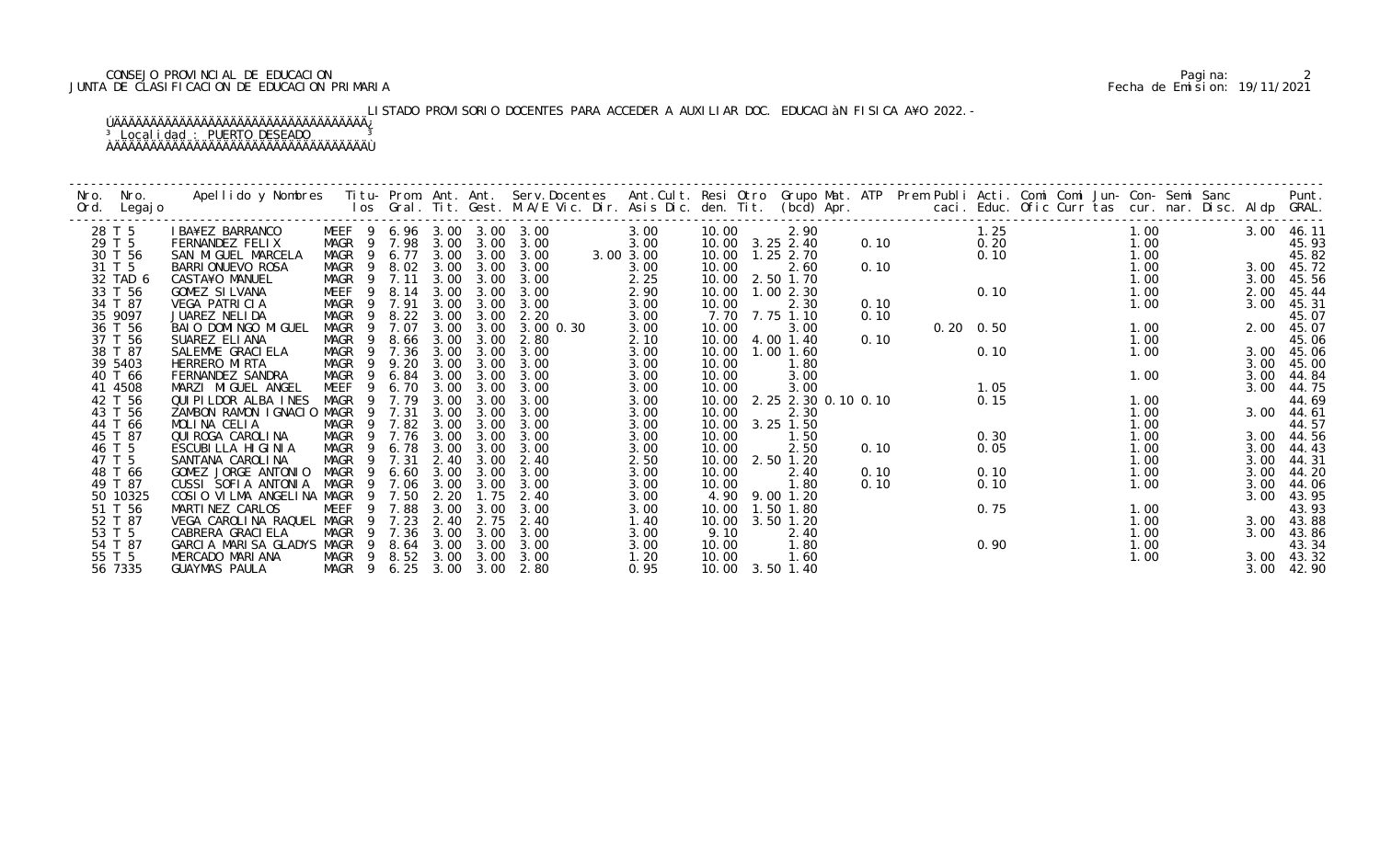CONSEJO PROVINCIAL DE EDUCACION
JUNTA DE CLASIFICACION DE EDUCACION PRIMARIA

Fecha de Emision: 19/11/2021

LISTADO PROVISORIO DOCENTES PARA ACCEDER A AUXILIAR DOC. EDUCACIÀN FISICA A¥O 2022.-

³ Localidad : PUERTO DESEADO ³

| Nro. Ord. | Nro. Legajo | Apellido y Nombres | Titu-los | Prom. Gral. | Ant. Tit. | Ant. Gest. | Serv.Docentes M.A/E Vic. Dir. | Ant.Cult. Asis Dic. | Resi den. | Otro Tit. | Grupo Mat. (bcd) | ATP Apr. | Prem Publi caci. | Acti. Educ. | Comi Ofic | Comi Jun- Curr tas | Con- cur. | Semi nar. | Sanc Disc. | Aldp | Punt. GRAL. |
|---|---|---|---|---|---|---|---|---|---|---|---|---|---|---|---|---|---|---|---|---|---|
| 28 | T 5 | IBA¥EZ BARRANCO | MEEF 9 | 6.96 | 3.00 | 3.00 | 3.00 | 3.00 | 10.00 | | 2.90 | | | 1.25 | | | 1.00 | | | 3.00 | 46.11 |
| 29 | T 5 | FERNANDEZ FELIX | MAGR 9 | 7.98 | 3.00 | 3.00 | 3.00 | 3.00 | 10.00 | 3.25 | 2.40 | 0.10 | | 0.20 | | | 1.00 | | | | 45.93 |
| 30 | T 56 | SAN MIGUEL MARCELA | MAGR 9 | 6.77 | 3.00 | 3.00 | 3.00 | 3.00 3.00 | 10.00 | 1.25 | 2.70 | | | 0.10 | | | 1.00 | | | | 45.82 |
| 31 | T 5 | BARRIONUEVO ROSA | MAGR 9 | 8.02 | 3.00 | 3.00 | 3.00 | 3.00 | 10.00 | | 2.60 | 0.10 | | | | | 1.00 | | | 3.00 | 45.72 |
| 32 | TAD 6 | CASTA¥O MANUEL | MAGR 9 | 7.11 | 3.00 | 3.00 | 3.00 | 2.25 | 10.00 | 2.50 | 1.70 | | | | | | 1.00 | | | 3.00 | 45.56 |
| 33 | T 56 | GOMEZ SILVANA | MEEF 9 | 8.14 | 3.00 | 3.00 | 3.00 | 2.90 | 10.00 | 1.00 | 2.30 | | | 0.10 | | | 1.00 | | | 2.00 | 45.44 |
| 34 | T 87 | VEGA PATRICIA | MAGR 9 | 7.91 | 3.00 | 3.00 | 3.00 | 3.00 | 10.00 | | 2.30 | 0.10 | | | | | 1.00 | | | 3.00 | 45.31 |
| 35 | 9097 | JUAREZ NELIDA | MAGR 9 | 8.22 | 3.00 | 3.00 | 2.20 | 3.00 | 7.70 | 7.75 | 1.10 | 0.10 | | | | | | | | | 45.07 |
| 36 | T 56 | BAIO DOMINGO MIGUEL | MAGR 9 | 7.07 | 3.00 | 3.00 | 3.00 0.30 | 3.00 | 10.00 | | 3.00 | | 0.20 | 0.50 | | | 1.00 | | | 2.00 | 45.07 |
| 37 | T 56 | SUAREZ ELIANA | MAGR 9 | 8.66 | 3.00 | 3.00 | 2.80 | 2.10 | 10.00 | 4.00 | 1.40 | 0.10 | | | | | 1.00 | | | | 45.06 |
| 38 | T 87 | SALEMME GRACIELA | MAGR 9 | 7.36 | 3.00 | 3.00 | 3.00 | 3.00 | 10.00 | 1.00 | 1.60 | | | 0.10 | | | 1.00 | | | 3.00 | 45.06 |
| 39 | 5403 | HERRERO MIRTA | MAGR 9 | 9.20 | 3.00 | 3.00 | 3.00 | 3.00 | 10.00 | | 1.80 | | | | | | | | | 3.00 | 45.00 |
| 40 | T 66 | FERNANDEZ SANDRA | MAGR 9 | 6.84 | 3.00 | 3.00 | 3.00 | 3.00 | 10.00 | | 3.00 | | | | | | 1.00 | | | 3.00 | 44.84 |
| 41 | 4508 | MARZI MIGUEL ANGEL | MEEF 9 | 6.70 | 3.00 | 3.00 | 3.00 | 3.00 | 10.00 | | 3.00 | | | 1.05 | | | | | | 3.00 | 44.75 |
| 42 | T 56 | QUIPILDOR ALBA INES | MAGR 9 | 7.79 | 3.00 | 3.00 | 3.00 | 3.00 | 10.00 | 2.25 | 2.30 0.10 | 0.10 | | 0.15 | | | 1.00 | | | | 44.69 |
| 43 | T 56 | ZAMBON RAMON IGNACIO | MAGR 9 | 7.31 | 3.00 | 3.00 | 3.00 | 3.00 | 10.00 | | 2.30 | | | | | | 1.00 | | | 3.00 | 44.61 |
| 44 | T 66 | MOLINA CELIA | MAGR 9 | 7.82 | 3.00 | 3.00 | 3.00 | 3.00 | 10.00 | 3.25 | 1.50 | | | | | | 1.00 | | | | 44.57 |
| 45 | T 87 | QUIROGA CAROLINA | MAGR 9 | 7.76 | 3.00 | 3.00 | 3.00 | 3.00 | 10.00 | | 1.50 | | | 0.30 | | | 1.00 | | | 3.00 | 44.56 |
| 46 | T 5 | ESCUBILLA HIGINIA | MAGR 9 | 6.78 | 3.00 | 3.00 | 3.00 | 3.00 | 10.00 | | 2.50 | 0.10 | | 0.05 | | | 1.00 | | | 3.00 | 44.43 |
| 47 | T 5 | SANTANA CAROLINA | MAGR 9 | 7.31 | 2.40 | 3.00 | 2.40 | 2.50 | 10.00 | 2.50 | 1.20 | | | | | | 1.00 | | | 3.00 | 44.31 |
| 48 | T 66 | GOMEZ JORGE ANTONIO | MAGR 9 | 6.60 | 3.00 | 3.00 | 3.00 | 3.00 | 10.00 | | 2.40 | 0.10 | | 0.10 | | | 1.00 | | | 3.00 | 44.20 |
| 49 | T 87 | CUSSI SOFIA ANTONIA | MAGR 9 | 7.06 | 3.00 | 3.00 | 3.00 | 3.00 | 10.00 | | 1.80 | 0.10 | | 0.10 | | | 1.00 | | | 3.00 | 44.06 |
| 50 | 10325 | COSIO VILMA ANGELINA | MAGR 9 | 7.50 | 2.20 | 1.75 | 2.40 | 3.00 | 4.90 | 9.00 | 1.20 | | | | | | | | | 3.00 | 43.95 |
| 51 | T 56 | MARTINEZ CARLOS | MEEF 9 | 7.88 | 3.00 | 3.00 | 3.00 | 3.00 | 10.00 | 1.50 | 1.80 | | | 0.75 | | | 1.00 | | | | 43.93 |
| 52 | T 87 | VEGA CAROLINA RAQUEL | MAGR 9 | 7.23 | 2.40 | 2.75 | 2.40 | 1.40 | 10.00 | 3.50 | 1.20 | | | | | | 1.00 | | | 3.00 | 43.88 |
| 53 | T 5 | CABRERA GRACIELA | MAGR 9 | 7.36 | 3.00 | 3.00 | 3.00 | 3.00 | 9.10 | | 2.40 | | | | | | 1.00 | | | 3.00 | 43.86 |
| 54 | T 87 | GARCIA MARISA GLADYS | MAGR 9 | 8.64 | 3.00 | 3.00 | 3.00 | 3.00 | 10.00 | | 1.80 | | | 0.90 | | | 1.00 | | | | 43.34 |
| 55 | T 5 | MERCADO MARIANA | MAGR 9 | 8.52 | 3.00 | 3.00 | 3.00 | 1.20 | 10.00 | | 1.60 | | | | | | 1.00 | | | 3.00 | 43.32 |
| 56 | 7335 | GUAYMAS PAULA | MAGR 9 | 6.25 | 3.00 | 3.00 | 2.80 | 0.95 | 10.00 | 3.50 | 1.40 | | | | | | | | | 3.00 | 42.90 |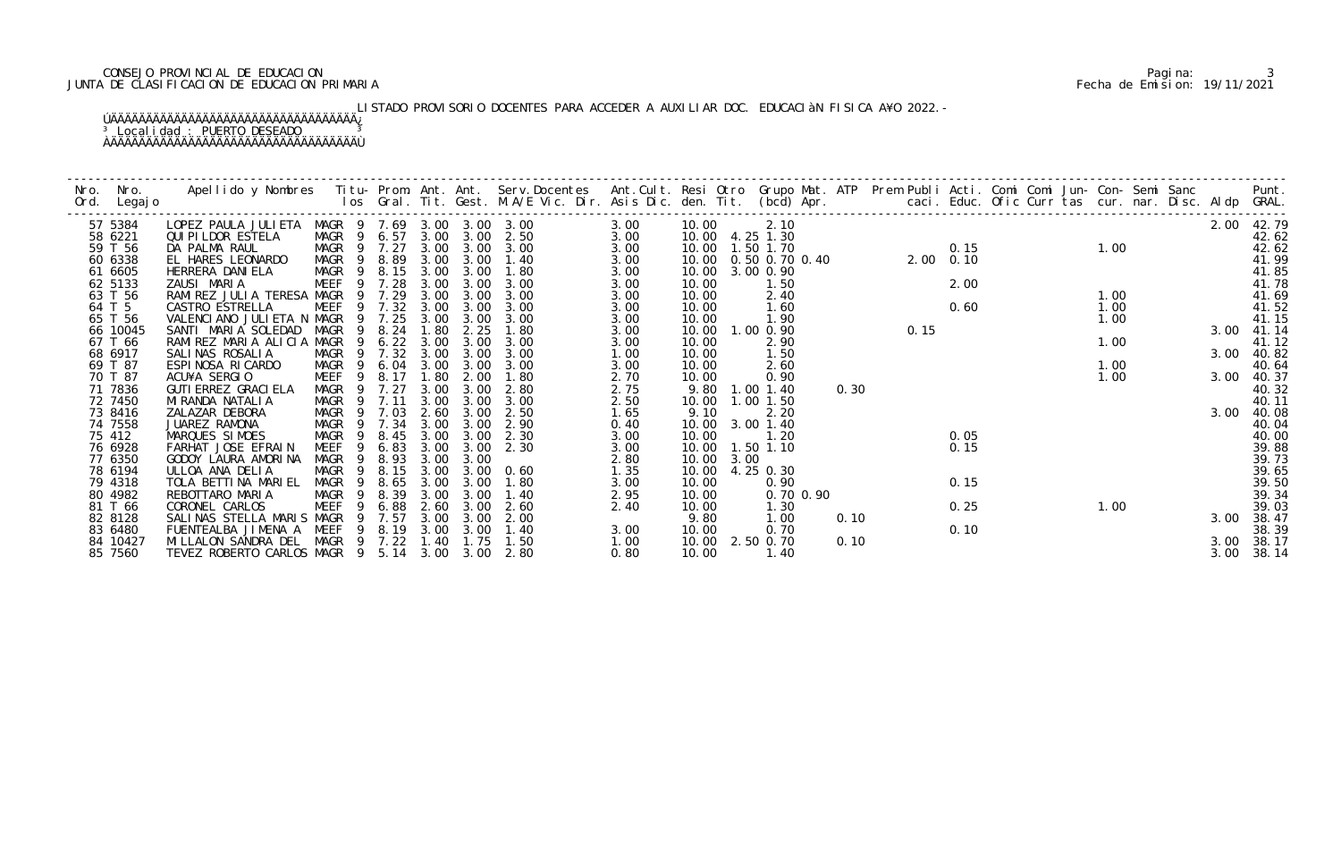CONSEJO PROVINCIAL DE EDUCACION
JUNTA DE CLASIFICACION DE EDUCACION PRIMARIA

LISTADO PROVISORIO DOCENTES PARA ACCEDER A AUXILIAR DOC. EDUCACIÀN FISICA A¥O 2022.-

³ Localidad : PUERTO DESEADO ³

| Nro. Ord. | Nro. Legajo | Apellido y Nombres | Titu- los | Prom. Gral. | Ant. Tit. | Ant. Gest. | Serv.Docentes M.A/E Vic. Dir. | Ant.Cult. Asis Dic. | Resi den. | Otro Tit. | Grupo Mat. (bcd) | ATP Apr. | Prem | Publi caci. | Acti. Educ. | Comi Ofic | Comi Curr | Jun- tas | Con- cur. | Semi nar. | Sanc Disc. | Aldp | Punt. GRAL. |
|---|---|---|---|---|---|---|---|---|---|---|---|---|---|---|---|---|---|---|---|---|---|---|---|
| 57 | 5384 | LOPEZ PAULA JULIETA | MAGR 9 | 7.69 | 3.00 | 3.00 | 3.00 | 3.00 | 10.00 | | 2.10 | | | | | | | | | | | 2.00 | 42.79 |
| 58 | 6221 | QUIPILDOR ESTELA | MAGR 9 | 6.57 | 3.00 | 3.00 | 2.50 | 3.00 | 10.00 | 4.25 | 1.30 | | | | | | | | | | | | 42.62 |
| 59 | T 56 | DA PALMA RAUL | MAGR 9 | 7.27 | 3.00 | 3.00 | 3.00 | 3.00 | 10.00 | 1.50 | 1.70 | | | | 0.15 | | | | 1.00 | | | | 42.62 |
| 60 | 6338 | EL HARES LEONARDO | MAGR 9 | 8.89 | 3.00 | 3.00 | 1.40 | 3.00 | 10.00 | 0.50 | 0.70 | 0.40 | | 2.00 | 0.10 | | | | | | | | 41.99 |
| 61 | 6605 | HERRERA DANIELA | MAGR 9 | 8.15 | 3.00 | 3.00 | 1.80 | 3.00 | 10.00 | 3.00 | 0.90 | | | | | | | | | | | | 41.85 |
| 62 | 5133 | ZAUSI MARIA | MEEF 9 | 7.28 | 3.00 | 3.00 | 3.00 | 3.00 | 10.00 | | 1.50 | | | | 2.00 | | | | | | | | 41.78 |
| 63 | T 56 | RAMIREZ JULIA TERESA | MAGR 9 | 7.29 | 3.00 | 3.00 | 3.00 | 3.00 | 10.00 | | 2.40 | | | | | | | | 1.00 | | | | 41.69 |
| 64 | T 5 | CASTRO ESTRELLA | MEEF 9 | 7.32 | 3.00 | 3.00 | 3.00 | 3.00 | 10.00 | | 1.60 | | | | 0.60 | | | | 1.00 | | | | 41.52 |
| 65 | T 56 | VALENCIANO JULIETA N | MAGR 9 | 7.25 | 3.00 | 3.00 | 3.00 | 3.00 | 10.00 | | 1.90 | | | | | | | | 1.00 | | | | 41.15 |
| 66 | 10045 | SANTI MARIA SOLEDAD | MAGR 9 | 8.24 | 1.80 | 2.25 | 1.80 | 3.00 | 10.00 | 1.00 | 0.90 | | 0.15 | | | | | | | | | 3.00 | 41.14 |
| 67 | T 66 | RAMIREZ MARIA ALICIA | MAGR 9 | 6.22 | 3.00 | 3.00 | 3.00 | 3.00 | 10.00 | | 2.90 | | | | | | | | 1.00 | | | | 41.12 |
| 68 | 6917 | SALINAS ROSALIA | MAGR 9 | 7.32 | 3.00 | 3.00 | 3.00 | 1.00 | 10.00 | | 1.50 | | | | | | | | | | | 3.00 | 40.82 |
| 69 | T 87 | ESPINOSA RICARDO | MAGR 9 | 6.04 | 3.00 | 3.00 | 3.00 | 3.00 | 10.00 | | 2.60 | | | | | | | | 1.00 | | | | 40.64 |
| 70 | T 87 | ACU¥A SERGIO | MEEF 9 | 8.17 | 1.80 | 2.00 | 1.80 | 2.70 | 10.00 | | 0.90 | | | | | | | | 1.00 | | | 3.00 | 40.37 |
| 71 | 7836 | GUTIERREZ GRACIELA | MAGR 9 | 7.27 | 3.00 | 3.00 | 2.80 | 2.75 | 9.80 | 1.00 | 1.40 | 0.30 | | | | | | | | | | | 40.32 |
| 72 | 7450 | MIRANDA NATALIA | MAGR 9 | 7.11 | 3.00 | 3.00 | 3.00 | 2.50 | 10.00 | 1.00 | 1.50 | | | | | | | | | | | | 40.11 |
| 73 | 8416 | ZALAZAR DEBORA | MAGR 9 | 7.03 | 2.60 | 3.00 | 2.50 | 1.65 | 9.10 | | 2.20 | | | | | | | | | | | 3.00 | 40.08 |
| 74 | 7558 | JUAREZ RAMONA | MAGR 9 | 7.34 | 3.00 | 3.00 | 2.90 | 0.40 | 10.00 | 3.00 | 1.40 | | | | | | | | | | | | 40.04 |
| 75 | 412 | MARQUES SIMOES | MAGR 9 | 8.45 | 3.00 | 3.00 | 2.30 | 3.00 | 10.00 | | 1.20 | | | | 0.05 | | | | | | | | 40.00 |
| 76 | 6928 | FARHAT JOSE EFRAIN | MEEF 9 | 6.83 | 3.00 | 3.00 | 2.30 | 3.00 | 10.00 | 1.50 | 1.10 | | | | 0.15 | | | | | | | | 39.88 |
| 77 | 6350 | GODOY LAURA AMORINA | MAGR 9 | 8.93 | 3.00 | 3.00 | | 2.80 | 10.00 | 3.00 | | | | | | | | | | | | | 39.73 |
| 78 | 6194 | ULLOA ANA DELIA | MAGR 9 | 8.15 | 3.00 | 3.00 | 0.60 | 1.35 | 10.00 | 4.25 | 0.30 | | | | | | | | | | | | 39.65 |
| 79 | 4318 | TOLA BETTINA MARIEL | MAGR 9 | 8.65 | 3.00 | 3.00 | 1.80 | 3.00 | 10.00 | | 0.90 | | | | 0.15 | | | | | | | | 39.50 |
| 80 | 4982 | REBOTTARO MARIA | MAGR 9 | 8.39 | 3.00 | 3.00 | 1.40 | 2.95 | 10.00 | | 0.70 | 0.90 | | | | | | | | | | | 39.34 |
| 81 | T 66 | CORONEL CARLOS | MEEF 9 | 6.88 | 2.60 | 3.00 | 2.60 | 2.40 | 10.00 | | 1.30 | | | | 0.25 | | | | 1.00 | | | | 39.03 |
| 82 | 8128 | SALINAS STELLA MARIS | MAGR 9 | 7.57 | 3.00 | 3.00 | 2.00 | | 9.80 | | 1.00 | 0.10 | | | | | | | | | | 3.00 | 38.47 |
| 83 | 6480 | FUENTEALBA JIMENA A | MEEF 9 | 8.19 | 3.00 | 3.00 | 1.40 | 3.00 | 10.00 | | 0.70 | | | | 0.10 | | | | | | | | 38.39 |
| 84 | 10427 | MILLALON SANDRA DEL | MAGR 9 | 7.22 | 1.40 | 1.75 | 1.50 | 1.00 | 10.00 | 2.50 | 0.70 | 0.10 | | | | | | | | | | 3.00 | 38.17 |
| 85 | 7560 | TEVEZ ROBERTO CARLOS | MAGR 9 | 5.14 | 3.00 | 3.00 | 2.80 | 0.80 | 10.00 | | 1.40 | | | | | | | | | | | 3.00 | 38.14 |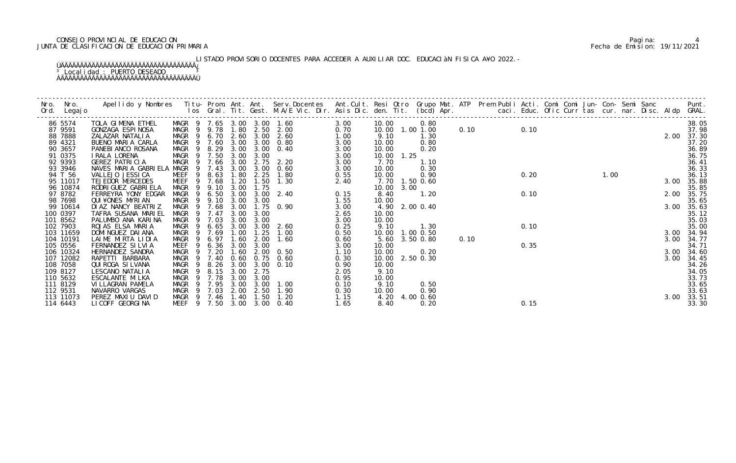CONSEJO PROVINCIAL DE EDUCACION
JUNTA DE CLASIFICACION DE EDUCACION PRIMARIA

Pagina: 4
Fecha de Emision: 19/11/2021

LISTADO PROVISORIO DOCENTES PARA ACCEDER A AUXILIAR DOC. EDUCACIàN FISICA A¥O 2022.-

³ Localidad : PUERTO DESEADO ³

| Nro. Ord. | Nro. Legajo | Apellido y Nombres | Titu-los | Prom. Gral. | Ant. Tit. | Ant. Gest. | Serv.Docentes M.A/E Vic. Dir. | Ant.Cult. Asis Dic. | Resi den. | Otro Tit. | Grupo Mat. (bcd) | ATP Apr. | Prem Publi caci. | Acti. Educ. | Comi Ofic | Comi Curr | Jun- tas | Con- cur. | Semi nar. | Sanc Disc. | Aldp | Punt. GRAL. |
|---|---|---|---|---|---|---|---|---|---|---|---|---|---|---|---|---|---|---|---|---|---|---|
| 86 | 5574 | TOLA GIMENA ETHEL | MAGR 9 | 7.65 | 3.00 | 3.00 | 1.60 | 3.00 | 10.00 | | 0.80 | | | | | | | | | | | 38.05 |
| 87 | 9591 | GONZAGA ESPINOSA | MAGR 9 | 9.78 | 1.80 | 2.50 | 2.00 | 0.70 | 10.00 | 1.00 | 1.00 | 0.10 | | 0.10 | | | | | | | | 37.98 |
| 88 | 7888 | ZALAZAR NATALIA | MAGR 9 | 6.70 | 2.60 | 3.00 | 2.60 | 1.00 | 9.10 | | 1.30 | | | | | | | | | | 2.00 | 37.30 |
| 89 | 4321 | BUENO MARIA CARLA | MAGR 9 | 7.60 | 3.00 | 3.00 | 0.80 | 3.00 | 10.00 | | 0.80 | | | | | | | | | | | 37.20 |
| 90 | 3657 | PANEBIANCO ROSANA | MAGR 9 | 8.29 | 3.00 | 3.00 | 0.40 | 3.00 | 10.00 | | 0.20 | | | | | | | | | | | 36.89 |
| 91 | 0375 | IRALA LORENA | MAGR 9 | 7.50 | 3.00 | 3.00 | | 3.00 | 10.00 | 1.25 | | | | | | | | | | | | 36.75 |
| 92 | 9393 | GEREZ PATRICIA | MAGR 9 | 7.66 | 3.00 | 2.75 | 2.20 | 3.00 | 7.70 | | 1.10 | | | | | | | | | | | 36.41 |
| 93 | 3946 | NAVES MARIA GABRIELA | MAGR 9 | 7.43 | 3.00 | 3.00 | 0.60 | 3.00 | 10.00 | | 0.30 | | | | | | | | | | | 36.33 |
| 94 | T 56 | VALLEJO JESSICA | MEEF 9 | 8.63 | 1.80 | 2.25 | 1.80 | 0.55 | 10.00 | | 0.90 | | | 0.20 | | | 1.00 | | | | | 36.13 |
| 95 | 11017 | TEJEDOR MERCEDES | MEEF 9 | 7.68 | 1.20 | 1.50 | 1.30 | 2.40 | 7.70 | 1.50 | 0.60 | | | | | | | | | | 3.00 | 35.88 |
| 96 | 10874 | RODRIGUEZ GABRIELA | MAGR 9 | 9.10 | 3.00 | 1.75 | | | 10.00 | 3.00 | | | | | | | | | | | | 35.85 |
| 97 | 8782 | FERREYRA YONY EDGAR | MAGR 9 | 6.50 | 3.00 | 3.00 | 2.40 | 0.15 | 8.40 | | 1.20 | | | 0.10 | | | | | | | 2.00 | 35.75 |
| 98 | 7698 | QUI¥ONES MYRIAN | MAGR 9 | 9.10 | 3.00 | 3.00 | | 1.55 | 10.00 | | | | | | | | | | | | | 35.65 |
| 99 | 10614 | DIAZ NANCY BEATRIZ | MAGR 9 | 7.68 | 3.00 | 1.75 | 0.90 | 3.00 | 4.90 | 2.00 | 0.40 | | | | | | | | | | 3.00 | 35.63 |
| 100 | 0397 | TAFRA SUSANA MARIEL | MAGR 9 | 7.47 | 3.00 | 3.00 | | 2.65 | 10.00 | | | | | | | | | | | | | 35.12 |
| 101 | 8562 | PALUMBO ANA KARINA | MAGR 9 | 7.03 | 3.00 | 3.00 | | 3.00 | 10.00 | | | | | | | | | | | | | 35.03 |
| 102 | 7903 | ROJAS ELSA MARIA | MAGR 9 | 6.65 | 3.00 | 3.00 | 2.60 | 0.25 | 9.10 | | 1.30 | | | 0.10 | | | | | | | | 35.00 |
| 103 | 11659 | DOMINGUEZ DAIANA | MAGR 9 | 7.69 | 1.00 | 1.25 | 1.00 | 0.50 | 10.00 | 1.00 | 0.50 | | | | | | | | | | 3.00 | 34.94 |
| 104 | 10191 | LAIME MIRTA LIDIA | MAGR 9 | 6.97 | 1.60 | 2.00 | 1.60 | 0.60 | 5.60 | 3.50 | 0.80 | 0.10 | | | | | | | | | 3.00 | 34.77 |
| 105 | 0556 | FERNANDEZ SILVIA | MEEF 9 | 6.36 | 3.00 | 3.00 | | 3.00 | 10.00 | | | | | 0.35 | | | | | | | | 34.71 |
| 106 | 10324 | HERNANDEZ SANDRA | MAGR 9 | 7.20 | 1.60 | 2.00 | 0.50 | 1.10 | 10.00 | | 0.20 | | | | | | | | | | 3.00 | 34.60 |
| 107 | 12082 | RAPETTI BARBARA | MAGR 9 | 7.40 | 0.60 | 0.75 | 0.60 | 0.30 | 10.00 | 2.50 | 0.30 | | | | | | | | | | 3.00 | 34.45 |
| 108 | 7058 | QUIROGA SILVANA | MAGR 9 | 8.26 | 3.00 | 3.00 | 0.10 | 0.90 | 10.00 | | | | | | | | | | | | | 34.26 |
| 109 | 8127 | LESCANO NATALIA | MAGR 9 | 8.15 | 3.00 | 2.75 | | 2.05 | 9.10 | | | | | | | | | | | | | 34.05 |
| 110 | 5632 | ESCALANTE MILKA | MAGR 9 | 7.78 | 3.00 | 3.00 | | 0.95 | 10.00 | | | | | | | | | | | | | 33.73 |
| 111 | 8129 | VILLAGRAN PAMELA | MAGR 9 | 7.95 | 3.00 | 3.00 | 1.00 | 0.10 | 9.10 | | 0.50 | | | | | | | | | | | 33.65 |
| 112 | 9531 | NAVARRO VARGAS | MAGR 9 | 7.03 | 2.00 | 2.50 | 1.90 | 0.30 | 10.00 | | 0.90 | | | | | | | | | | | 33.63 |
| 113 | 11073 | PEREZ MAXIU DAVID | MAGR 9 | 7.46 | 1.40 | 1.50 | 1.20 | 1.15 | 4.20 | 4.00 | 0.60 | | | | | | | | | | 3.00 | 33.51 |
| 114 | 6443 | LICOFF GEORGINA | MEEF 9 | 7.50 | 3.00 | 3.00 | 0.40 | 1.65 | 8.40 | | 0.20 | | | 0.15 | | | | | | | | 33.30 |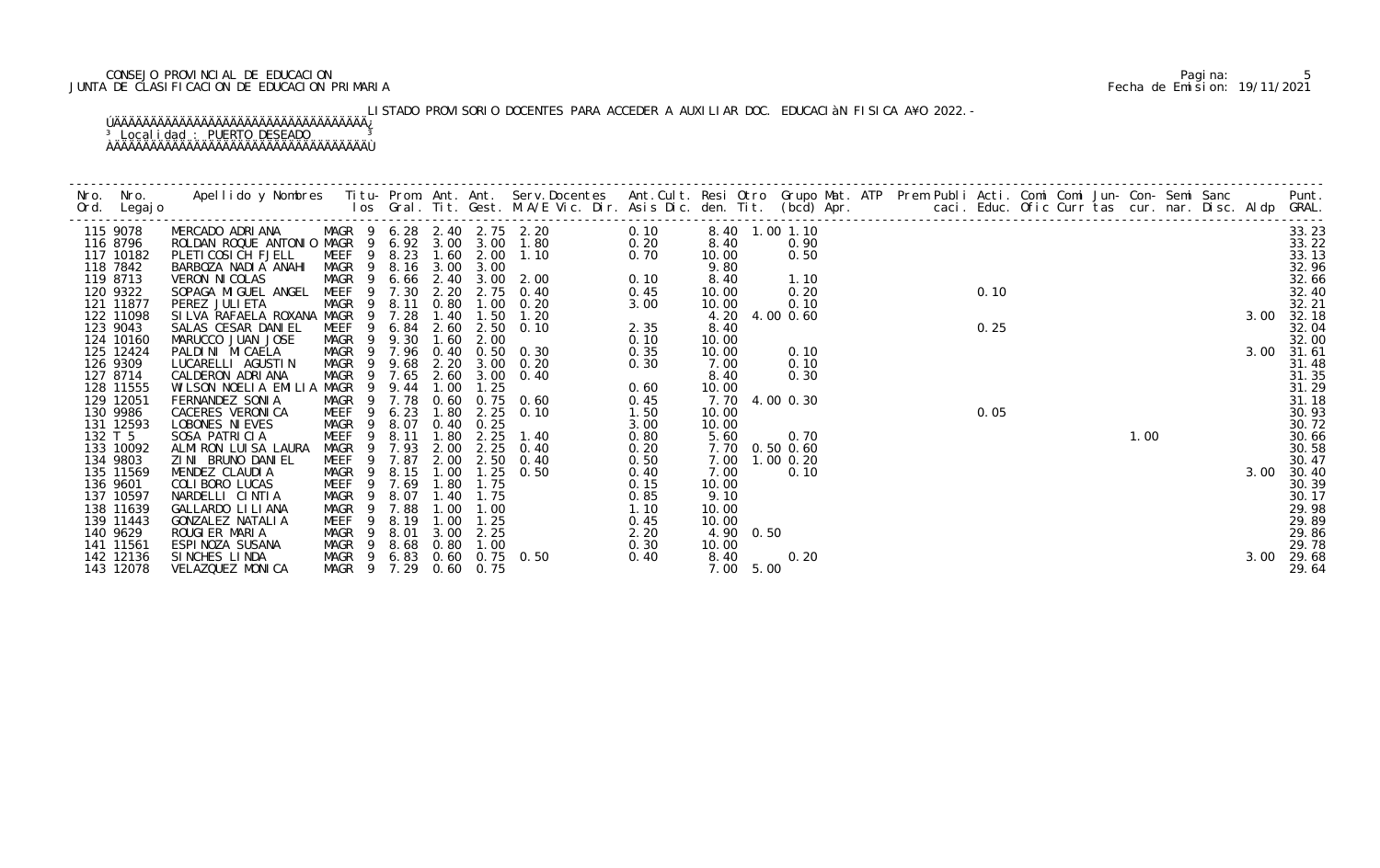CONSEJO PROVINCIAL DE EDUCACION
JUNTA DE CLASIFICACION DE EDUCACION PRIMARIA

LISTADO PROVISORIO DOCENTES PARA ACCEDER A AUXILIAR DOC. EDUCACIÀN FISICA A¥O 2022.-

Localidad : PUERTO DESEADO

| Nro. Ord. | Nro. Legajo | Apellido y Nombres | Titu- los | Prom. Gral. | Ant. Tit. | Ant. Gest. | Serv.Docentes M.A/E Vic. Dir. | Ant.Cult. Asis Dic. | Resi den. | Otro Tit. | Grupo Mat. (bcd) Apr. | ATP | Prem Publi caci. | Acti. Educ. | Comi Ofic | Comi Curr | Jun- tas | Con- cur. | Semi nar. | Sanc Disc. | Aldp | Punt. GRAL. |
|---|---|---|---|---|---|---|---|---|---|---|---|---|---|---|---|---|---|---|---|---|---|---|
| 115 | 9078 | MERCADO ADRIANA | MAGR 9 | 6.28 | 2.40 | 2.75 | 2.20 | 0.10 | 8.40 | 1.00 | 1.10 | | | | | | | | | | | 33.23 |
| 116 | 8796 | ROLDAN ROQUE ANTONIO | MAGR 9 | 6.92 | 3.00 | 3.00 | 1.80 | 0.20 | 8.40 | | 0.90 | | | | | | | | | | | 33.22 |
| 117 | 10182 | PLETICOSICH FJELL | MEEF 9 | 8.23 | 1.60 | 2.00 | 1.10 | 0.70 | 10.00 | | 0.50 | | | | | | | | | | | 33.13 |
| 118 | 7842 | BARBOZA NADIA ANAHI | MAGR 9 | 8.16 | 3.00 | 3.00 | | | 9.80 | | | | | | | | | | | | | 32.96 |
| 119 | 8713 | VERON NICOLAS | MAGR 9 | 6.66 | 2.40 | 3.00 | 2.00 | 0.10 | 8.40 | | 1.10 | | | | | | | | | | | 32.66 |
| 120 | 9322 | SOPAGA MIGUEL ANGEL | MEEF 9 | 7.30 | 2.20 | 2.75 | 0.40 | 0.45 | 10.00 | | 0.20 | | | 0.10 | | | | | | | | 32.40 |
| 121 | 11877 | PEREZ JULIETA | MAGR 9 | 8.11 | 0.80 | 1.00 | 0.20 | 3.00 | 10.00 | | 0.10 | | | | | | | | | | | 32.21 |
| 122 | 11098 | SILVA RAFAELA ROXANA | MAGR 9 | 7.28 | 1.40 | 1.50 | 1.20 | | 4.20 | 4.00 | 0.60 | | | | | | | | | | 3.00 | 32.18 |
| 123 | 9043 | SALAS CESAR DANIEL | MEEF 9 | 6.84 | 2.60 | 2.50 | 0.10 | 2.35 | 8.40 | | | | | 0.25 | | | | | | | | 32.04 |
| 124 | 10160 | MARUCCO JUAN JOSE | MAGR 9 | 9.30 | 1.60 | 2.00 | | 0.10 | 10.00 | | | | | | | | | | | | | 32.00 |
| 125 | 12424 | PALDINI MICAELA | MAGR 9 | 7.96 | 0.40 | 0.50 | 0.30 | 0.35 | 10.00 | | 0.10 | | | | | | | | | | 3.00 | 31.61 |
| 126 | 9309 | LUCARELLI AGUSTIN | MAGR 9 | 9.68 | 2.20 | 3.00 | 0.20 | 0.30 | 7.00 | | 0.10 | | | | | | | | | | | 31.48 |
| 127 | 8714 | CALDERON ADRIANA | MAGR 9 | 7.65 | 2.60 | 3.00 | 0.40 | | 8.40 | | 0.30 | | | | | | | | | | | 31.35 |
| 128 | 11555 | WILSON NOELIA EMILIA | MAGR 9 | 9.44 | 1.00 | 1.25 | | 0.60 | 10.00 | | | | | | | | | | | | | 31.29 |
| 129 | 12051 | FERNANDEZ SONIA | MAGR 9 | 7.78 | 0.60 | 0.75 | 0.60 | 0.45 | 7.70 | 4.00 | 0.30 | | | | | | | | | | | 31.18 |
| 130 | 9986 | CACERES VERONICA | MEEF 9 | 6.23 | 1.80 | 2.25 | 0.10 | 1.50 | 10.00 | | | | | 0.05 | | | | | | | | 30.93 |
| 131 | 12593 | LOBONES NIEVES | MAGR 9 | 8.07 | 0.40 | 0.25 | | 3.00 | 10.00 | | | | | | | | | | | | | 30.72 |
| 132 | T 5 | SOSA PATRICIA | MEEF 9 | 8.11 | 1.80 | 2.25 | 1.40 | 0.80 | 5.60 | | 0.70 | | | | | | 1.00 | | | | | 30.66 |
| 133 | 10092 | ALMIRON LUISA LAURA | MAGR 9 | 7.93 | 2.00 | 2.25 | 0.40 | 0.20 | 7.70 | 0.50 | 0.60 | | | | | | | | | | | 30.58 |
| 134 | 9803 | ZINI BRUNO DANIEL | MEEF 9 | 7.87 | 2.00 | 2.50 | 0.40 | 0.50 | 7.00 | 1.00 | 0.20 | | | | | | | | | | | 30.47 |
| 135 | 11569 | MENDEZ CLAUDIA | MAGR 9 | 8.15 | 1.00 | 1.25 | 0.50 | 0.40 | 7.00 | | 0.10 | | | | | | | | | | 3.00 | 30.40 |
| 136 | 9601 | COLIBORO LUCAS | MEEF 9 | 7.69 | 1.80 | 1.75 | | 0.15 | 10.00 | | | | | | | | | | | | | 30.39 |
| 137 | 10597 | NARDELLI CINTIA | MAGR 9 | 8.07 | 1.40 | 1.75 | | 0.85 | 9.10 | | | | | | | | | | | | | 30.17 |
| 138 | 11639 | GALLARDO LILIANA | MAGR 9 | 7.88 | 1.00 | 1.00 | | 1.10 | 10.00 | | | | | | | | | | | | | 29.98 |
| 139 | 11443 | GONZALEZ NATALIA | MEEF 9 | 8.19 | 1.00 | 1.25 | | 0.45 | 10.00 | | | | | | | | | | | | | 29.89 |
| 140 | 9629 | ROUGIER MARIA | MAGR 9 | 8.01 | 3.00 | 2.25 | | 2.20 | 4.90 | 0.50 | | | | | | | | | | | | 29.86 |
| 141 | 11561 | ESPINOZA SUSANA | MAGR 9 | 8.68 | 0.80 | 1.00 | | 0.30 | 10.00 | | | | | | | | | | | | | 29.78 |
| 142 | 12136 | SINCHES LINDA | MAGR 9 | 6.83 | 0.60 | 0.75 | 0.50 | 0.40 | 8.40 | | 0.20 | | | | | | | | | | 3.00 | 29.68 |
| 143 | 12078 | VELAZQUEZ MONICA | MAGR 9 | 7.29 | 0.60 | 0.75 | | | 7.00 | 5.00 | | | | | | | | | | | | 29.64 |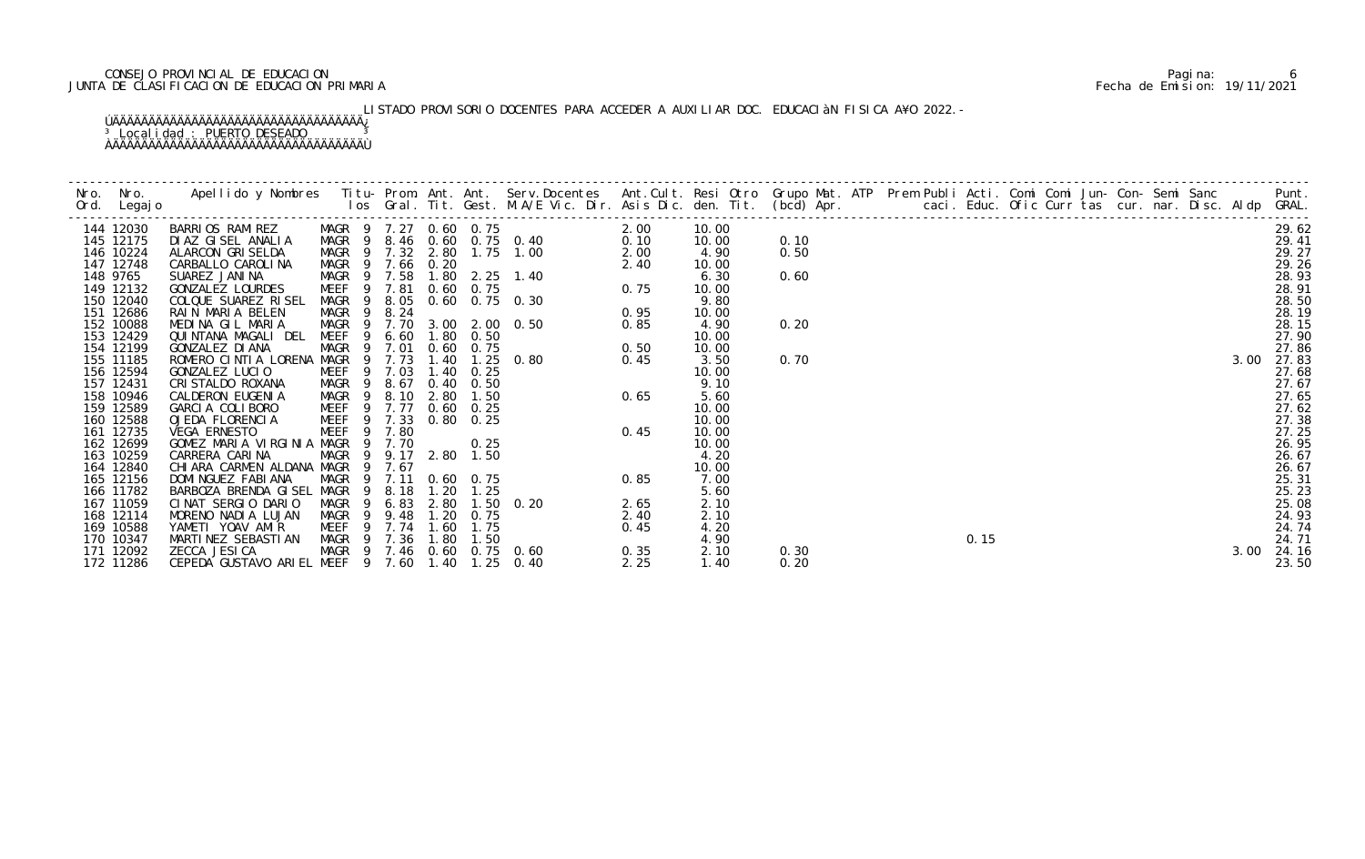CONSEJO PROVINCIAL DE EDUCACION
JUNTA DE CLASIFICACION DE EDUCACION PRIMARIA

LISTADO PROVISORIO DOCENTES PARA ACCEDER A AUXILIAR DOC. EDUCACIàN FISICA A¥O 2022.-

Localidad : PUERTO DESEADO

| Nro. Ord. | Nro. Legajo | Apellido y Nombres | Titu-los | Prom. Gral. | Ant. Tit. | Ant. Gest. | Serv.Docentes M.A/E Vic. Dir. | Ant.Cult. Asis Dic. | Resi den. | Otro Tit. | Grupo Mat. (bcd) | ATP Apr. | Prem Publi caci. | Acti. Educ. | Comi Ofic | Comi Curr | Jun- tas | Con- cur. | Semi nar. | Sanc Disc. | Aldp | Punt. GRAL. |
|---|---|---|---|---|---|---|---|---|---|---|---|---|---|---|---|---|---|---|---|---|---|---|
| 144 | 12030 | BARRIOS RAMIREZ | MAGR 9 | 7.27 | 0.60 | 0.75 | | 2.00 | 10.00 | | | | | | | | | | | | | 29.62 |
| 145 | 12175 | DIAZ GISEL ANALIA | MAGR 9 | 8.46 | 0.60 | 0.75 | 0.40 | 0.10 | 10.00 | | 0.10 | | | | | | | | | | | 29.41 |
| 146 | 10224 | ALARCON GRISELDA | MAGR 9 | 7.32 | 2.80 | 1.75 | 1.00 | 2.00 | 4.90 | | 0.50 | | | | | | | | | | | 29.27 |
| 147 | 12748 | CARBALLO CAROLINA | MAGR 9 | 7.66 | 0.20 | | | 2.40 | 10.00 | | | | | | | | | | | | | 29.26 |
| 148 | 9765 | SUAREZ JANINA | MAGR 9 | 7.58 | 1.80 | 2.25 | 1.40 | | 6.30 | | 0.60 | | | | | | | | | | | 28.93 |
| 149 | 12132 | GONZALEZ LOURDES | MEEF 9 | 7.81 | 0.60 | 0.75 | | 0.75 | 10.00 | | | | | | | | | | | | | 28.91 |
| 150 | 12040 | COLQUE SUAREZ RISEL | MAGR 9 | 8.05 | 0.60 | 0.75 | 0.30 | | 9.80 | | | | | | | | | | | | | 28.50 |
| 151 | 12686 | RAIN MARIA BELEN | MAGR 9 | 8.24 | | | | 0.95 | 10.00 | | | | | | | | | | | | | 28.19 |
| 152 | 10088 | MEDINA GIL MARIA | MAGR 9 | 7.70 | 3.00 | 2.00 | 0.50 | 0.85 | 4.90 | | 0.20 | | | | | | | | | | | 28.15 |
| 153 | 12429 | QUINTANA MAGALI DEL | MEEF 9 | 6.60 | 1.80 | 0.50 | | | 10.00 | | | | | | | | | | | | | 27.90 |
| 154 | 12199 | GONZALEZ DIANA | MAGR 9 | 7.01 | 0.60 | 0.75 | | 0.50 | 10.00 | | | | | | | | | | | | | 27.86 |
| 155 | 11185 | ROMERO CINTIA LORENA | MAGR 9 | 7.73 | 1.40 | 1.25 | 0.80 | 0.45 | 3.50 | | 0.70 | | | | | | | | | | 3.00 | 27.83 |
| 156 | 12594 | GONZALEZ LUCIO | MEEF 9 | 7.03 | 1.40 | 0.25 | | | 10.00 | | | | | | | | | | | | | 27.68 |
| 157 | 12431 | CRISTALDO ROXANA | MAGR 9 | 8.67 | 0.40 | 0.50 | | | 9.10 | | | | | | | | | | | | | 27.67 |
| 158 | 10946 | CALDERON EUGENIA | MAGR 9 | 8.10 | 2.80 | 1.50 | | 0.65 | 5.60 | | | | | | | | | | | | | 27.65 |
| 159 | 12589 | GARCIA COLIBORO | MEEF 9 | 7.77 | 0.60 | 0.25 | | | 10.00 | | | | | | | | | | | | | 27.62 |
| 160 | 12588 | OJEDA FLORENCIA | MEEF 9 | 7.33 | 0.80 | 0.25 | | | 10.00 | | | | | | | | | | | | | 27.38 |
| 161 | 12735 | VEGA ERNESTO | MEEF 9 | 7.80 | | | | 0.45 | 10.00 | | | | | | | | | | | | | 27.25 |
| 162 | 12699 | GOMEZ MARIA VIRGINIA | MAGR 9 | 7.70 | | 0.25 | | | 10.00 | | | | | | | | | | | | | 26.95 |
| 163 | 10259 | CARRERA CARINA | MAGR 9 | 9.17 | 2.80 | 1.50 | | | 4.20 | | | | | | | | | | | | | 26.67 |
| 164 | 12840 | CHIARA CARMEN ALDANA | MAGR 9 | 7.67 | | | | | 10.00 | | | | | | | | | | | | | 26.67 |
| 165 | 12156 | DOMINGUEZ FABIANA | MAGR 9 | 7.11 | 0.60 | 0.75 | | 0.85 | 7.00 | | | | | | | | | | | | | 25.31 |
| 166 | 11782 | BARBOZA BRENDA GISEL | MAGR 9 | 8.18 | 1.20 | 1.25 | | | 5.60 | | | | | | | | | | | | | 25.23 |
| 167 | 11059 | CINAT SERGIO DARIO | MAGR 9 | 6.83 | 2.80 | 1.50 | 0.20 | 2.65 | 2.10 | | | | | | | | | | | | | 25.08 |
| 168 | 12114 | MORENO NADIA LUJAN | MAGR 9 | 9.48 | 1.20 | 0.75 | | 2.40 | 2.10 | | | | | | | | | | | | | 24.93 |
| 169 | 10588 | YAMETI YOAV AMIR | MEEF 9 | 7.74 | 1.60 | 1.75 | | 0.45 | 4.20 | | | | | | | | | | | | | 24.74 |
| 170 | 10347 | MARTINEZ SEBASTIAN | MAGR 9 | 7.36 | 1.80 | 1.50 | | | 4.90 | | | | | 0.15 | | | | | | | | 24.71 |
| 171 | 12092 | ZECCA JESICA | MAGR 9 | 7.46 | 0.60 | 0.75 | 0.60 | 0.35 | 2.10 | | 0.30 | | | | | | | | | | 3.00 | 24.16 |
| 172 | 11286 | CEPEDA GUSTAVO ARIEL | MEEF 9 | 7.60 | 1.40 | 1.25 | 0.40 | 2.25 | 1.40 | | 0.20 | | | | | | | | | | | 23.50 |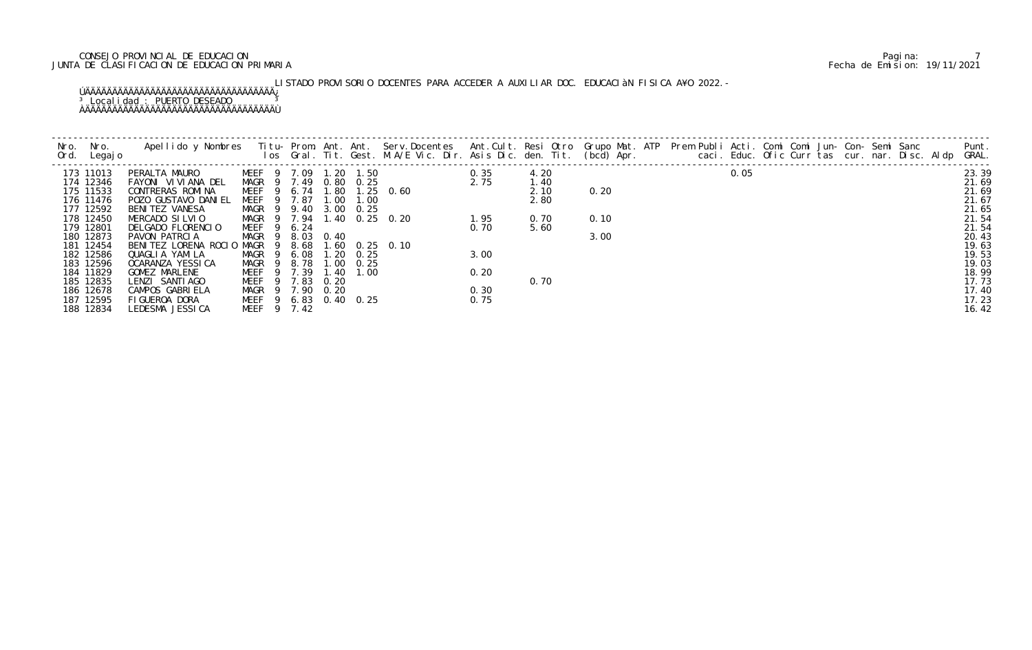CONSEJO PROVINCIAL DE EDUCACION
JUNTA DE CLASIFICACION DE EDUCACION PRIMARIA

LISTADO PROVISORIO DOCENTES PARA ACCEDER A AUXILIAR DOC. EDUCACIÓN FISICA AÑO 2022.-

Localidad : PUERTO DESEADO

| Nro. Ord. | Nro. Legajo | Apellido y Nombres | Titu-los | Prom. Gral. | Ant. Tit. | Ant. Gest. | Serv.Docentes M.A/E Vic. Dir. | Ant.Cult. Asis Dic. | Resi den. | Otro Tit. | Grupo Mat. (bcd) | ATP Apr. | Prem | Publi caci. | Acti. Educ. | Comi Ofic | Comi Curr | Jun-tas | Con-cur. | Semi nar. | Sanc Disc. | Aldp | Punt. GRAL. |
|---|---|---|---|---|---|---|---|---|---|---|---|---|---|---|---|---|---|---|---|---|---|---|---|
| 173 | 11013 | PERALTA MAURO | MEEF 9 | 7.09 | 1.20 | 1.50 | | 0.35 | 4.20 | | | | | | 0.05 | | | | | | | | 23.39 |
| 174 | 12346 | FAYONI VIVIANA DEL | MAGR 9 | 7.49 | 0.80 | 0.25 | | 2.75 | 1.40 | | | | | | | | | | | | | | 21.69 |
| 175 | 11533 | CONTRERAS ROMINA | MEEF 9 | 6.74 | 1.80 | 1.25 | 0.60 | | 2.10 | 0.20 | | | | | | | | | | | | | 21.69 |
| 176 | 11476 | POZO GUSTAVO DANIEL | MEEF 9 | 7.87 | 1.00 | 1.00 | | | 2.80 | | | | | | | | | | | | | | 21.67 |
| 177 | 12592 | BENITEZ VANESA | MAGR 9 | 9.40 | 3.00 | 0.25 | | | | | | | | | | | | | | | | | 21.65 |
| 178 | 12450 | MERCADO SILVIO | MAGR 9 | 7.94 | 1.40 | 0.25 | 0.20 | 1.95 | 0.70 | 0.10 | | | | | | | | | | | | | 21.54 |
| 179 | 12801 | DELGADO FLORENCIO | MEEF 9 | 6.24 | | | | 0.70 | 5.60 | | | | | | | | | | | | | | 21.54 |
| 180 | 12873 | PAVON PATRICIA | MAGR 9 | 8.03 | 0.40 | | | | | 3.00 | | | | | | | | | | | | | 20.43 |
| 181 | 12454 | BENITEZ LORENA ROCIO | MAGR 9 | 8.68 | 1.60 | 0.25 | 0.10 | | | | | | | | | | | | | | | | 19.63 |
| 182 | 12586 | QUAGLIA YAMILA | MAGR 9 | 6.08 | 1.20 | 0.25 | | 3.00 | | | | | | | | | | | | | | | 19.53 |
| 183 | 12596 | OCARANZA YESSICA | MAGR 9 | 8.78 | 1.00 | 0.25 | | | | | | | | | | | | | | | | | 19.03 |
| 184 | 11829 | GOMEZ MARLENE | MEEF 9 | 7.39 | 1.40 | 1.00 | | 0.20 | | | | | | | | | | | | | | | 18.99 |
| 185 | 12835 | LENZI SANTIAGO | MEEF 9 | 7.83 | 0.20 | | | | 0.70 | | | | | | | | | | | | | | 17.73 |
| 186 | 12678 | CAMPOS GABRIELA | MAGR 9 | 7.90 | 0.20 | | | 0.30 | | | | | | | | | | | | | | | 17.40 |
| 187 | 12595 | FIGUEROA DORA | MEEF 9 | 6.83 | 0.40 | 0.25 | | 0.75 | | | | | | | | | | | | | | | 17.23 |
| 188 | 12834 | LEDESMA JESSICA | MEEF 9 | 7.42 | | | | | | | | | | | | | | | | | | | 16.42 |